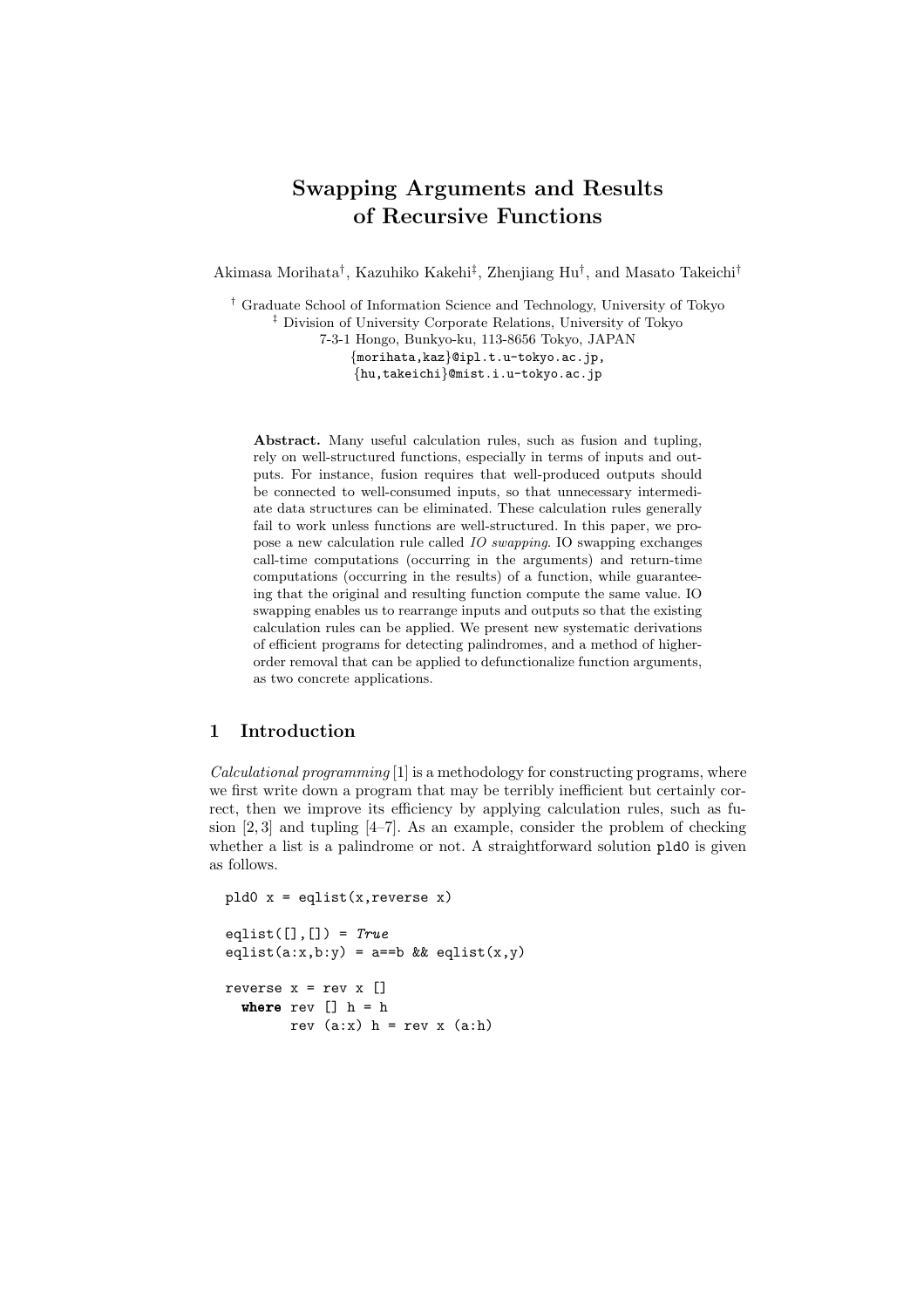# Swapping Arguments and Results of Recursive Functions

Akimasa Morihata[†], Kazuhiko Kakehi[‡], Zhenjiang Hu[†], and Masato Takeichi[†]

[†] Graduate School of Information Science and Technology, University of Tokyo
[‡] Division of University Corporate Relations, University of Tokyo
7-3-1 Hongo, Bunkyo-ku, 113-8656 Tokyo, JAPAN
{morihata,kaz}@ipl.t.u-tokyo.ac.jp,
{hu,takeichi}@mist.i.u-tokyo.ac.jp

**Abstract.** Many useful calculation rules, such as fusion and tupling, rely on well-structured functions, especially in terms of inputs and outputs. For instance, fusion requires that well-produced outputs should be connected to well-consumed inputs, so that unnecessary intermediate data structures can be eliminated. These calculation rules generally fail to work unless functions are well-structured. In this paper, we propose a new calculation rule called *IO swapping*. IO swapping exchanges call-time computations (occurring in the arguments) and return-time computations (occurring in the results) of a function, while guaranteeing that the original and resulting function compute the same value. IO swapping enables us to rearrange inputs and outputs so that the existing calculation rules can be applied. We present new systematic derivations of efficient programs for detecting palindromes, and a method of higher-order removal that can be applied to defunctionalize function arguments, as two concrete applications.

## 1 Introduction

*Calculational programming* [1] is a methodology for constructing programs, where we first write down a program that may be terribly inefficient but certainly correct, then we improve its efficiency by applying calculation rules, such as fusion [2, 3] and tupling [4–7]. As an example, consider the problem of checking whether a list is a palindrome or not. A straightforward solution `pld0` is given as follows.

```
pld0 x = eqlist(x,reverse x)

eqlist([],[]) = True
eqlist(a:x,b:y) = a==b && eqlist(x,y)

reverse x = rev x []
  where rev [] h = h
        rev (a:x) h = rev x (a:h)
```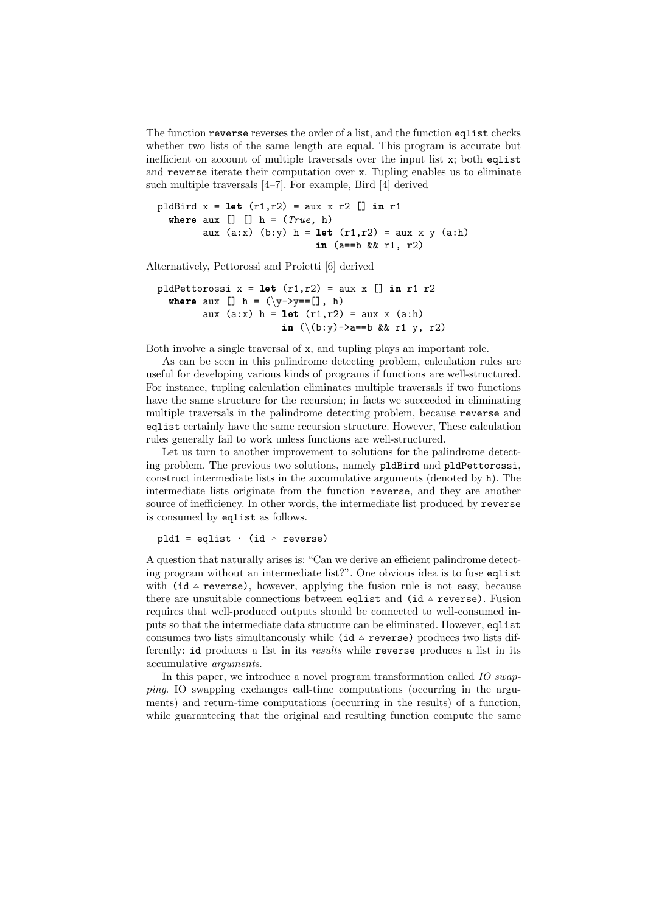The function `reverse` reverses the order of a list, and the function `eqlist` checks whether two lists of the same length are equal. This program is accurate but inefficient on account of multiple traversals over the input list `x`; both `eqlist` and `reverse` iterate their computation over `x`. Tupling enables us to eliminate such multiple traversals [4–7]. For example, Bird [4] derived

```
pldBird x = let (r1,r2) = aux x r2 [] in r1
  where aux [] [] h = (True, h)
        aux (a:x) (b:y) h = let (r1,r2) = aux x y (a:h)
                            in (a==b && r1, r2)
```

Alternatively, Pettorossi and Proietti [6] derived

```
pldPettorossi x = let (r1,r2) = aux x [] in r1 r2
  where aux [] h = (\y->y==[], h)
        aux (a:x) h = let (r1,r2) = aux x (a:h)
                      in (\(b:y)->a==b && r1 y, r2)
```

Both involve a single traversal of `x`, and tupling plays an important role.

As can be seen in this palindrome detecting problem, calculation rules are useful for developing various kinds of programs if functions are well-structured. For instance, tupling calculation eliminates multiple traversals if two functions have the same structure for the recursion; in facts we succeeded in eliminating multiple traversals in the palindrome detecting problem, because `reverse` and `eqlist` certainly have the same recursion structure. However, These calculation rules generally fail to work unless functions are well-structured.

Let us turn to another improvement to solutions for the palindrome detecting problem. The previous two solutions, namely `pldBird` and `pldPettorossi`, construct intermediate lists in the accumulative arguments (denoted by `h`). The intermediate lists originate from the function `reverse`, and they are another source of inefficiency. In other words, the intermediate list produced by `reverse` is consumed by `eqlist` as follows.

```
pld1 = eqlist · (id △ reverse)
```

A question that naturally arises is: "Can we derive an efficient palindrome detecting program without an intermediate list?". One obvious idea is to fuse `eqlist` with `(id △ reverse)`, however, applying the fusion rule is not easy, because there are unsuitable connections between `eqlist` and `(id △ reverse)`. Fusion requires that well-produced outputs should be connected to well-consumed inputs so that the intermediate data structure can be eliminated. However, `eqlist` consumes two lists simultaneously while `(id △ reverse)` produces two lists differently: `id` produces a list in its *results* while `reverse` produces a list in its accumulative *arguments*.

In this paper, we introduce a novel program transformation called *IO swapping*. IO swapping exchanges call-time computations (occurring in the arguments) and return-time computations (occurring in the results) of a function, while guaranteeing that the original and resulting function compute the same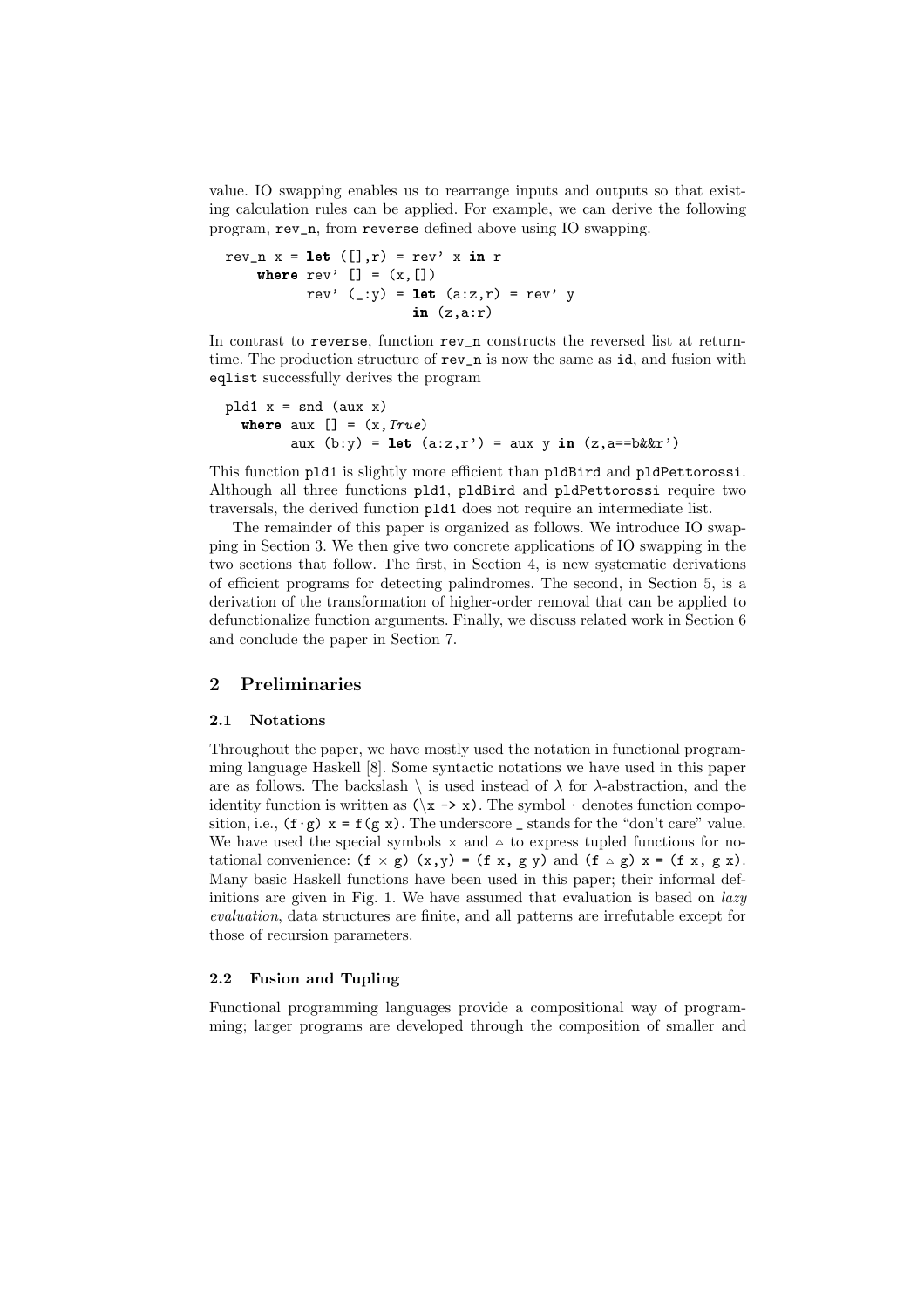value. IO swapping enables us to rearrange inputs and outputs so that existing calculation rules can be applied. For example, we can derive the following program, rev_n, from reverse defined above using IO swapping.

```
rev_n x = let ([],r) = rev' x in r
    where rev' [] = (x,[])
          rev' (_:y) = let (a:z,r) = rev' y
                       in (z,a:r)
```

In contrast to reverse, function rev_n constructs the reversed list at return-time. The production structure of rev_n is now the same as id, and fusion with eqlist successfully derives the program

```
pld1 x = snd (aux x)
  where aux [] = (x,True)
        aux (b:y) = let (a:z,r') = aux y in (z,a==b&&r')
```

This function pld1 is slightly more efficient than pldBird and pldPettorossi. Although all three functions pld1, pldBird and pldPettorossi require two traversals, the derived function pld1 does not require an intermediate list.

The remainder of this paper is organized as follows. We introduce IO swapping in Section 3. We then give two concrete applications of IO swapping in the two sections that follow. The first, in Section 4, is new systematic derivations of efficient programs for detecting palindromes. The second, in Section 5, is a derivation of the transformation of higher-order removal that can be applied to defunctionalize function arguments. Finally, we discuss related work in Section 6 and conclude the paper in Section 7.

## 2 Preliminaries

### 2.1 Notations

Throughout the paper, we have mostly used the notation in functional programming language Haskell [8]. Some syntactic notations we have used in this paper are as follows. The backslash \ is used instead of $\lambda$ for $\lambda$-abstraction, and the identity function is written as (\x -> x). The symbol $\cdot$ denotes function composition, i.e., (f $\cdot$ g) x = f(g x). The underscore _ stands for the "don't care" value. We have used the special symbols $\times$ and $\vartriangle$ to express tupled functions for notational convenience: (f $\times$ g) (x,y) = (f x, g y) and (f $\vartriangle$ g) x = (f x, g x). Many basic Haskell functions have been used in this paper; their informal definitions are given in Fig. 1. We have assumed that evaluation is based on *lazy evaluation*, data structures are finite, and all patterns are irrefutable except for those of recursion parameters.

### 2.2 Fusion and Tupling

Functional programming languages provide a compositional way of programming; larger programs are developed through the composition of smaller and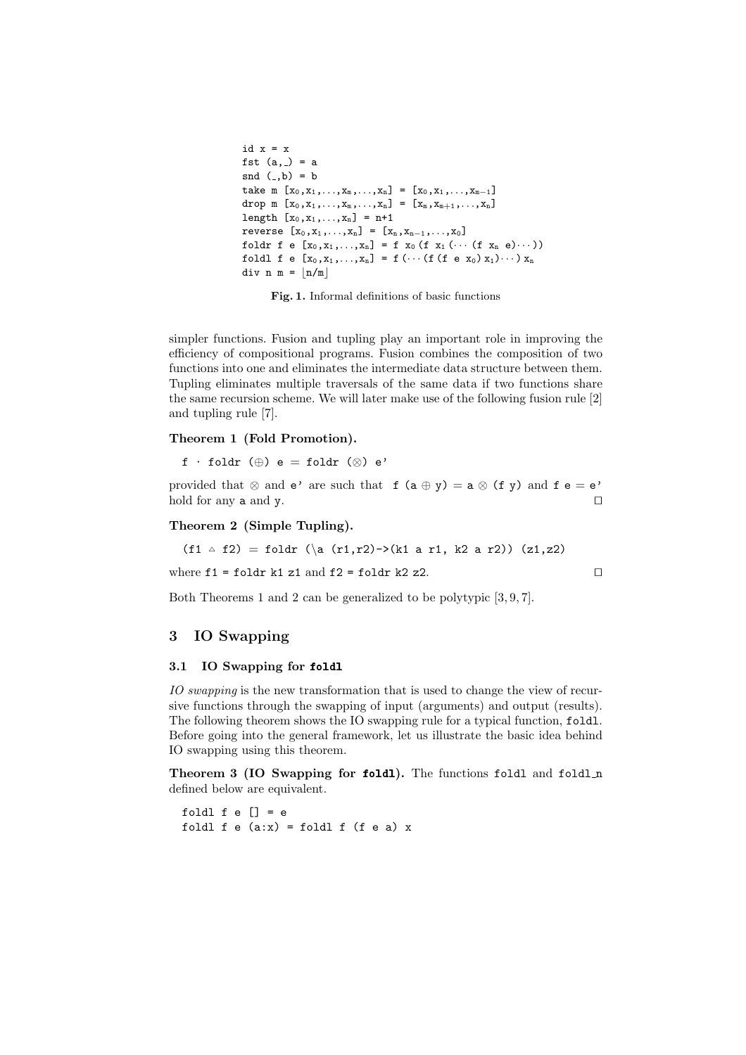```
id x = x
fst (a,_) = a
snd (_,b) = b
take m [x0,x1,...,xm,...,xn] = [x0,x1,...,xm-1]
drop m [x0,x1,...,xm,...,xn] = [xm,xm+1,...,xn]
length [x0,x1,...,xn] = n+1
reverse [x0,x1,...,xn] = [xn,xn-1,...,x0]
foldr f e [x0,x1,...,xn] = f x0 (f x1 (··· (f xn e)···))
foldl f e [x0,x1,...,xn] = f (··· (f (f e x0) x1)···) xn
div n m = ⌊n/m⌋
```

**Fig. 1.** Informal definitions of basic functions

simpler functions. Fusion and tupling play an important role in improving the efficiency of compositional programs. Fusion combines the composition of two functions into one and eliminates the intermediate data structure between them. Tupling eliminates multiple traversals of the same data if two functions share the same recursion scheme. We will later make use of the following fusion rule [2] and tupling rule [7].

**Theorem 1 (Fold Promotion).**

```
f · foldr (⊕) e = foldr (⊗) e'
```

provided that ⊗ and `e'` are such that `f (a ⊕ y) = a ⊗ (f y)` and `f e = e'` hold for any `a` and `y`. □

**Theorem 2 (Simple Tupling).**

```
(f1 △ f2) = foldr (\a (r1,r2)->(k1 a r1, k2 a r2)) (z1,z2)
```

where `f1 = foldr k1 z1` and `f2 = foldr k2 z2`. □

Both Theorems 1 and 2 can be generalized to be polytypic [3, 9, 7].

## 3 IO Swapping

### 3.1 IO Swapping for `foldl`

*IO swapping* is the new transformation that is used to change the view of recursive functions through the swapping of input (arguments) and output (results). The following theorem shows the IO swapping rule for a typical function, `foldl`. Before going into the general framework, let us illustrate the basic idea behind IO swapping using this theorem.

**Theorem 3 (IO Swapping for `foldl`).** The functions `foldl` and `foldl_n` defined below are equivalent.

```
foldl f e [] = e
foldl f e (a:x) = foldl f (f e a) x
```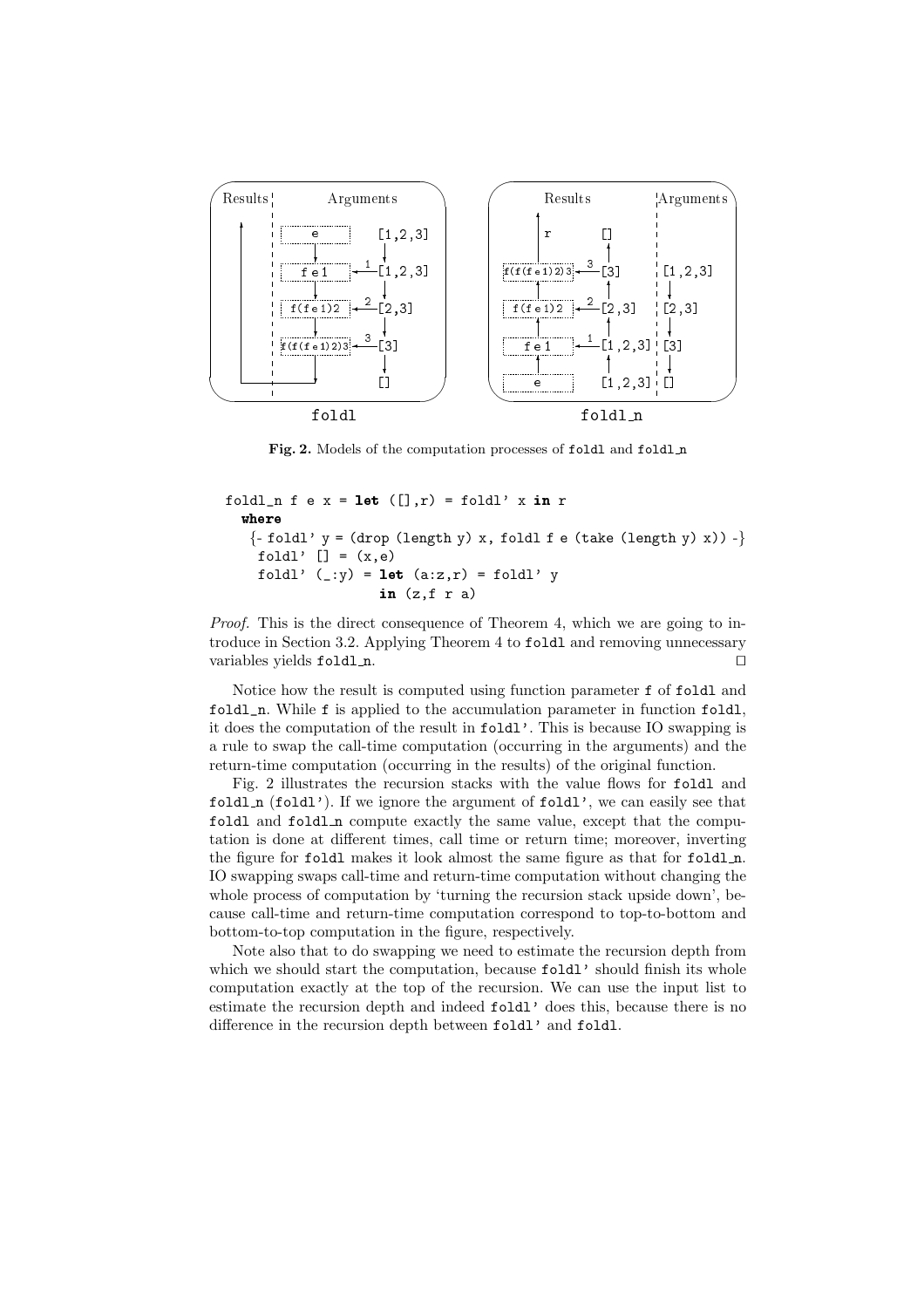Fig. 2. Models of the computation processes of foldl and foldl_n

```
foldl_n f e x = let ([],r) = foldl' x in r
  where
   {- foldl' y = (drop (length y) x, foldl f e (take (length y) x)) -}
    foldl' [] = (x,e)
    foldl' (_:y) = let (a:z,r) = foldl' y
                   in (z,f r a)
```

*Proof.* This is the direct consequence of Theorem 4, which we are going to introduce in Section 3.2. Applying Theorem 4 to foldl and removing unnecessary variables yields foldl_n. □

Notice how the result is computed using function parameter f of foldl and foldl_n. While f is applied to the accumulation parameter in function foldl, it does the computation of the result in foldl'. This is because IO swapping is a rule to swap the call-time computation (occurring in the arguments) and the return-time computation (occurring in the results) of the original function.

Fig. 2 illustrates the recursion stacks with the value flows for foldl and foldl_n (foldl'). If we ignore the argument of foldl', we can easily see that foldl and foldl_n compute exactly the same value, except that the computation is done at different times, call time or return time; moreover, inverting the figure for foldl makes it look almost the same figure as that for foldl_n. IO swapping swaps call-time and return-time computation without changing the whole process of computation by 'turning the recursion stack upside down', because call-time and return-time computation correspond to top-to-bottom and bottom-to-top computation in the figure, respectively.

Note also that to do swapping we need to estimate the recursion depth from which we should start the computation, because foldl' should finish its whole computation exactly at the top of the recursion. We can use the input list to estimate the recursion depth and indeed foldl' does this, because there is no difference in the recursion depth between foldl' and foldl.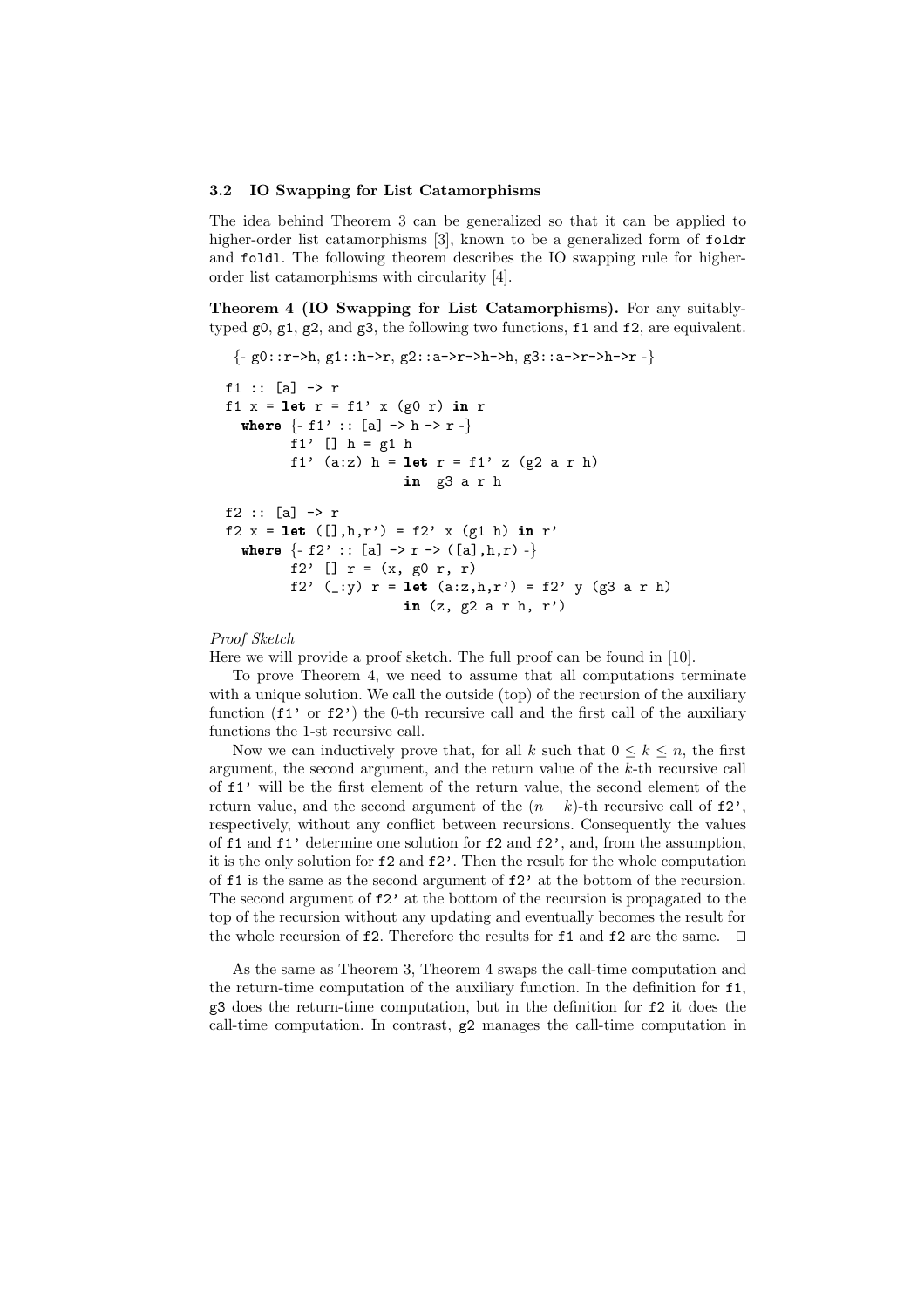### 3.2 IO Swapping for List Catamorphisms

The idea behind Theorem 3 can be generalized so that it can be applied to higher-order list catamorphisms [3], known to be a generalized form of `foldr` and `foldl`. The following theorem describes the IO swapping rule for higher-order list catamorphisms with circularity [4].

**Theorem 4 (IO Swapping for List Catamorphisms).** For any suitably-typed `g0`, `g1`, `g2`, and `g3`, the following two functions, `f1` and `f2`, are equivalent.

```
  {- g0::r->h, g1::h->r, g2::a->r->h->h, g3::a->r->h->r -}

f1 :: [a] -> r
f1 x = let r = f1' x (g0 r) in r
  where {- f1' :: [a] -> h -> r -}
        f1' [] h = g1 h
        f1' (a:z) h = let r = f1' z (g2 a r h)
                      in  g3 a r h

f2 :: [a] -> r
f2 x = let ([],h,r') = f2' x (g1 h) in r'
  where {- f2' :: [a] -> r -> ([a],h,r) -}
        f2' [] r = (x, g0 r, r)
        f2' (_:y) r = let (a:z,h,r') = f2' y (g3 a r h)
                      in (z, g2 a r h, r')
```

*Proof Sketch*
Here we will provide a proof sketch. The full proof can be found in [10].

To prove Theorem 4, we need to assume that all computations terminate with a unique solution. We call the outside (top) of the recursion of the auxiliary function (`f1'` or `f2'`) the 0-th recursive call and the first call of the auxiliary functions the 1-st recursive call.

Now we can inductively prove that, for all $k$ such that $0 \leq k \leq n$, the first argument, the second argument, and the return value of the $k$-th recursive call of `f1'` will be the first element of the return value, the second element of the return value, and the second argument of the $(n-k)$-th recursive call of `f2'`, respectively, without any conflict between recursions. Consequently the values of `f1` and `f1'` determine one solution for `f2` and `f2'`, and, from the assumption, it is the only solution for `f2` and `f2'`. Then the result for the whole computation of `f1` is the same as the second argument of `f2'` at the bottom of the recursion. The second argument of `f2'` at the bottom of the recursion is propagated to the top of the recursion without any updating and eventually becomes the result for the whole recursion of `f2`. Therefore the results for `f1` and `f2` are the same. □

As the same as Theorem 3, Theorem 4 swaps the call-time computation and the return-time computation of the auxiliary function. In the definition for `f1`, `g3` does the return-time computation, but in the definition for `f2` it does the call-time computation. In contrast, `g2` manages the call-time computation in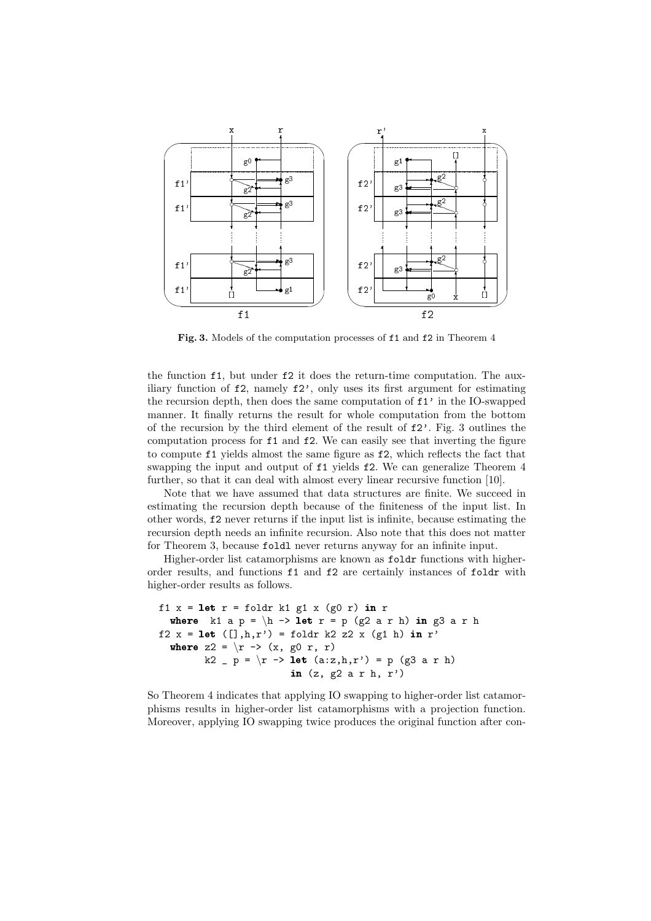**Fig. 3.** Models of the computation processes of f1 and f2 in Theorem 4

the function f1, but under f2 it does the return-time computation. The auxiliary function of f2, namely f2', only uses its first argument for estimating the recursion depth, then does the same computation of f1' in the IO-swapped manner. It finally returns the result for whole computation from the bottom of the recursion by the third element of the result of f2'. Fig. 3 outlines the computation process for f1 and f2. We can easily see that inverting the figure to compute f1 yields almost the same figure as f2, which reflects the fact that swapping the input and output of f1 yields f2. We can generalize Theorem 4 further, so that it can deal with almost every linear recursive function [10].

Note that we have assumed that data structures are finite. We succeed in estimating the recursion depth because of the finiteness of the input list. In other words, f2 never returns if the input list is infinite, because estimating the recursion depth needs an infinite recursion. Also note that this does not matter for Theorem 3, because foldl never returns anyway for an infinite input.

Higher-order list catamorphisms are known as foldr functions with higher-order results, and functions f1 and f2 are certainly instances of foldr with higher-order results as follows.

```
f1 x = let r = foldr k1 g1 x (g0 r) in r
  where  k1 a p = \h -> let r = p (g2 a r h) in g3 a r h
f2 x = let ([],h,r') = foldr k2 z2 x (g1 h) in r'
  where z2 = \r -> (x, g0 r, r)
        k2 _ p = \r -> let (a:z,h,r') = p (g3 a r h)
                       in (z, g2 a r h, r')
```

So Theorem 4 indicates that applying IO swapping to higher-order list catamorphisms results in higher-order list catamorphisms with a projection function. Moreover, applying IO swapping twice produces the original function after con-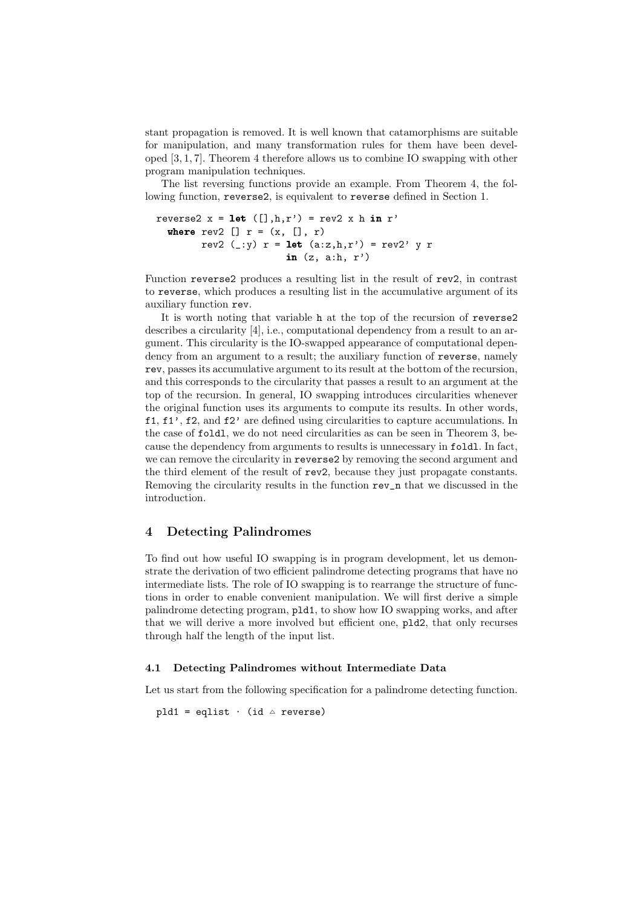stant propagation is removed. It is well known that catamorphisms are suitable for manipulation, and many transformation rules for them have been developed [3, 1, 7]. Theorem 4 therefore allows us to combine IO swapping with other program manipulation techniques.

The list reversing functions provide an example. From Theorem 4, the following function, `reverse2`, is equivalent to `reverse` defined in Section 1.

```
reverse2 x = let ([],h,r') = rev2 x h in r'
  where rev2 [] r = (x, [], r)
        rev2 (_:y) r = let (a:z,h,r') = rev2' y r
                       in (z, a:h, r')
```

Function `reverse2` produces a resulting list in the result of `rev2`, in contrast to `reverse`, which produces a resulting list in the accumulative argument of its auxiliary function `rev`.

It is worth noting that variable `h` at the top of the recursion of `reverse2` describes a circularity [4], i.e., computational dependency from a result to an argument. This circularity is the IO-swapped appearance of computational dependency from an argument to a result; the auxiliary function of `reverse`, namely `rev`, passes its accumulative argument to its result at the bottom of the recursion, and this corresponds to the circularity that passes a result to an argument at the top of the recursion. In general, IO swapping introduces circularities whenever the original function uses its arguments to compute its results. In other words, `f1`, `f1'`, `f2`, and `f2'` are defined using circularities to capture accumulations. In the case of `foldl`, we do not need circularities as can be seen in Theorem 3, because the dependency from arguments to results is unnecessary in `foldl`. In fact, we can remove the circularity in `reverse2` by removing the second argument and the third element of the result of `rev2`, because they just propagate constants. Removing the circularity results in the function `rev_n` that we discussed in the introduction.

## 4 Detecting Palindromes

To find out how useful IO swapping is in program development, let us demonstrate the derivation of two efficient palindrome detecting programs that have no intermediate lists. The role of IO swapping is to rearrange the structure of functions in order to enable convenient manipulation. We will first derive a simple palindrome detecting program, `pld1`, to show how IO swapping works, and after that we will derive a more involved but efficient one, `pld2`, that only recurses through half the length of the input list.

### 4.1 Detecting Palindromes without Intermediate Data

Let us start from the following specification for a palindrome detecting function.

```
pld1 = eqlist · (id △ reverse)
```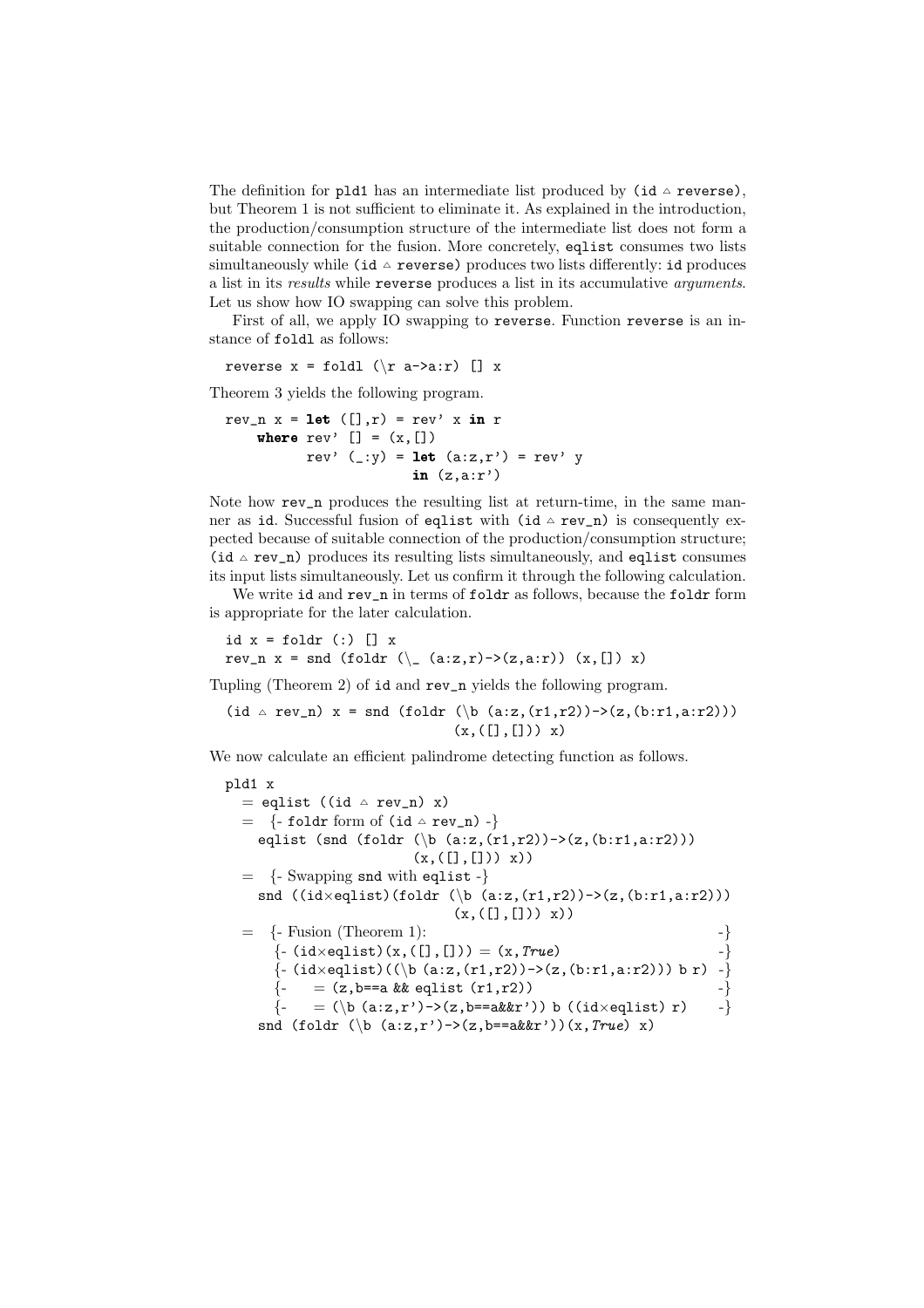The definition for `pld1` has an intermediate list produced by `(id △ reverse)`, but Theorem 1 is not sufficient to eliminate it. As explained in the introduction, the production/consumption structure of the intermediate list does not form a suitable connection for the fusion. More concretely, `eqlist` consumes two lists simultaneously while `(id △ reverse)` produces two lists differently: `id` produces a list in its *results* while `reverse` produces a list in its accumulative *arguments*. Let us show how IO swapping can solve this problem.

First of all, we apply IO swapping to `reverse`. Function `reverse` is an instance of `foldl` as follows:

```
reverse x = foldl (\r a->a:r) [] x
```

Theorem 3 yields the following program.

```
rev_n x = let ([],r) = rev' x in r
    where rev' [] = (x,[])
          rev' (_:y) = let (a:z,r') = rev' y
                       in (z,a:r')
```

Note how `rev_n` produces the resulting list at return-time, in the same manner as `id`. Successful fusion of `eqlist` with `(id △ rev_n)` is consequently expected because of suitable connection of the production/consumption structure; `(id △ rev_n)` produces its resulting lists simultaneously, and `eqlist` consumes its input lists simultaneously. Let us confirm it through the following calculation.

We write `id` and `rev_n` in terms of `foldr` as follows, because the `foldr` form is appropriate for the later calculation.

```
id x = foldr (:) [] x
rev_n x = snd (foldr (\_ (a:z,r)->(z,a:r)) (x,[]) x)
```

Tupling (Theorem 2) of `id` and `rev_n` yields the following program.

```
(id △ rev_n) x = snd (foldr (\b (a:z,(r1,r2))->(z,(b:r1,a:r2)))
                            (x,([],[])) x)
```

We now calculate an efficient palindrome detecting function as follows.

```
pld1 x
  = eqlist ((id △ rev_n) x)
  =  {- foldr form of (id △ rev_n) -}
    eqlist (snd (foldr (\b (a:z,(r1,r2))->(z,(b:r1,a:r2)))
                       (x,([],[])) x))
  =  {- Swapping snd with eqlist -}
    snd ((id×eqlist)(foldr (\b (a:z,(r1,r2))->(z,(b:r1,a:r2)))
                            (x,([],[])) x))
  =  {- Fusion (Theorem 1):                                        -}
     {- (id×eqlist)(x,([],[])) = (x,True)                          -}
     {- (id×eqlist)((\b (a:z,(r1,r2))->(z,(b:r1,a:r2))) b r)       -}
     {-    = (z,b==a && eqlist (r1,r2))                            -}
     {-    = (\b (a:z,r')->(z,b==a&&r')) b ((id×eqlist) r)         -}
    snd (foldr (\b (a:z,r')->(z,b==a&&r'))(x,True) x)
```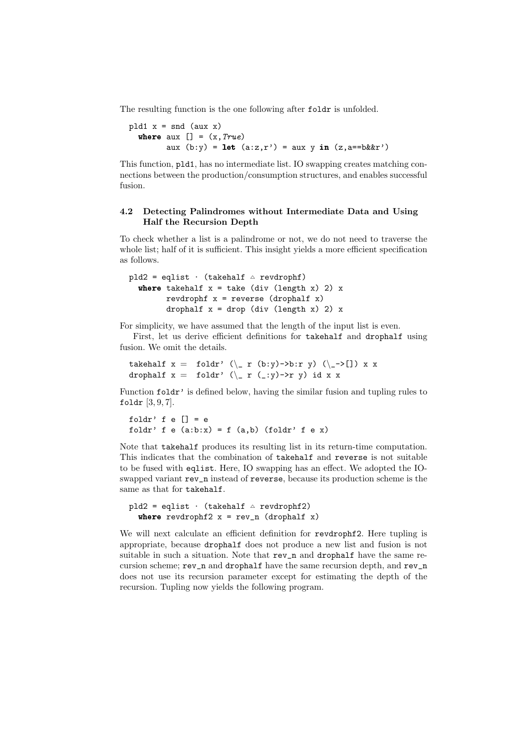The resulting function is the one following after `foldr` is unfolded.

```
pld1 x = snd (aux x)
  where aux [] = (x,True)
        aux (b:y) = let (a:z,r') = aux y in (z,a==b&&r')
```

This function, `pld1`, has no intermediate list. IO swapping creates matching connections between the production/consumption structures, and enables successful fusion.

### 4.2 Detecting Palindromes without Intermediate Data and Using Half the Recursion Depth

To check whether a list is a palindrome or not, we do not need to traverse the whole list; half of it is sufficient. This insight yields a more efficient specification as follows.

```
pld2 = eqlist · (takehalf △ revdrophf)
  where takehalf x = take (div (length x) 2) x
        revdrophf x = reverse (drophalf x)
        drophalf x = drop (div (length x) 2) x
```

For simplicity, we have assumed that the length of the input list is even.

First, let us derive efficient definitions for `takehalf` and `drophalf` using fusion. We omit the details.

```
takehalf x =  foldr' (\_ r (b:y)->b:r y) (\_->[]) x x
drophalf x =  foldr' (\_ r (_:y)->r y) id x x
```

Function `foldr'` is defined below, having the similar fusion and tupling rules to `foldr` [3, 9, 7].

```
foldr' f e [] = e
foldr' f e (a:b:x) = f (a,b) (foldr' f e x)
```

Note that `takehalf` produces its resulting list in its return-time computation. This indicates that the combination of `takehalf` and `reverse` is not suitable to be fused with `eqlist`. Here, IO swapping has an effect. We adopted the IO-swapped variant `rev_n` instead of `reverse`, because its production scheme is the same as that for `takehalf`.

```
pld2 = eqlist · (takehalf △ revdrophf2)
  where revdrophf2 x = rev_n (drophalf x)
```

We will next calculate an efficient definition for `revdrophf2`. Here tupling is appropriate, because `drophalf` does not produce a new list and fusion is not suitable in such a situation. Note that `rev_n` and `drophalf` have the same recursion scheme; `rev_n` and `drophalf` have the same recursion depth, and `rev_n` does not use its recursion parameter except for estimating the depth of the recursion. Tupling now yields the following program.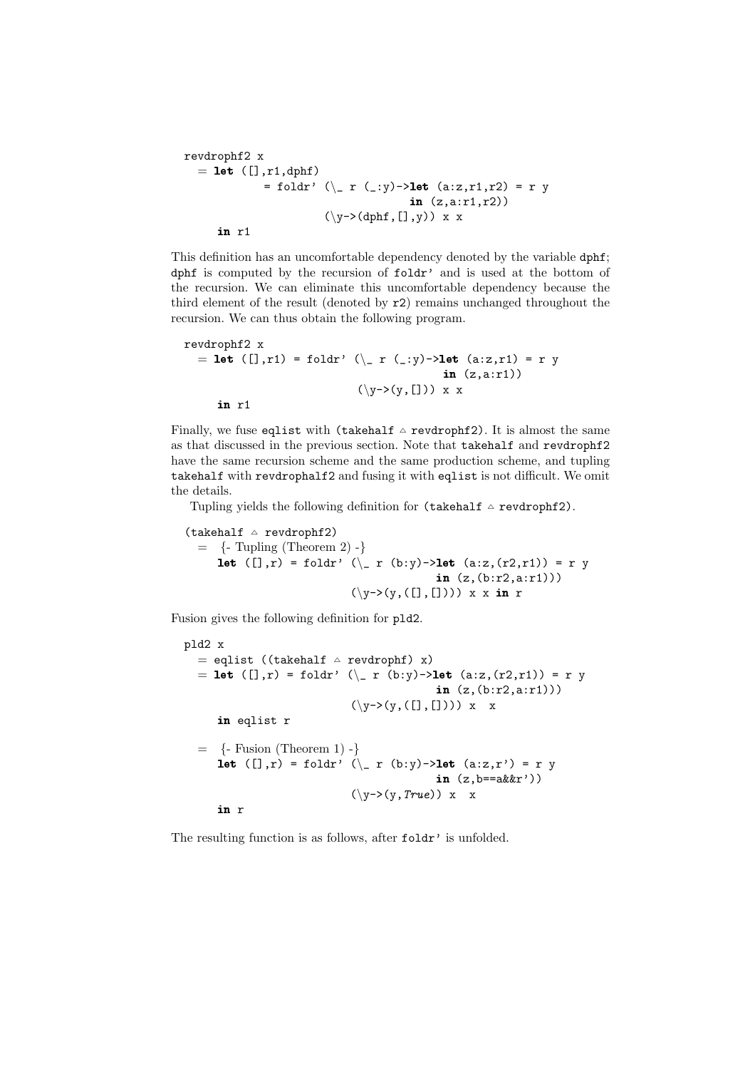```
revdrophf2 x
  = let ([],r1,dphf)
          = foldr' (\_ r (_:y)->let (a:z,r1,r2) = r y
                                 in (z,a:r1,r2))
                   (\y->(dphf,[],y)) x x
    in r1
```

This definition has an uncomfortable dependency denoted by the variable `dphf`; `dphf` is computed by the recursion of `foldr'` and is used at the bottom of the recursion. We can eliminate this uncomfortable dependency because the third element of the result (denoted by `r2`) remains unchanged throughout the recursion. We can thus obtain the following program.

```
revdrophf2 x
  = let ([],r1) = foldr' (\_ r (_:y)->let (a:z,r1) = r y
                                       in (z,a:r1))
                         (\y->(y,[])) x x
    in r1
```

Finally, we fuse `eqlist` with `(takehalf △ revdrophf2)`. It is almost the same as that discussed in the previous section. Note that `takehalf` and `revdrophf2` have the same recursion scheme and the same production scheme, and tupling `takehalf` with `revdrophalf2` and fusing it with `eqlist` is not difficult. We omit the details.

Tupling yields the following definition for `(takehalf △ revdrophf2)`.

```
(takehalf △ revdrophf2)
  =  {- Tupling (Theorem 2) -}
    let ([],r) = foldr' (\_ r (b:y)->let (a:z,(r2,r1)) = r y
                                      in (z,(b:r2,a:r1)))
                        (\y->(y,([],[]))) x x in r
```

Fusion gives the following definition for `pld2`.

```
pld2 x
  = eqlist ((takehalf △ revdrophf) x)
  = let ([],r) = foldr' (\_ r (b:y)->let (a:z,(r2,r1)) = r y
                                      in (z,(b:r2,a:r1)))
                        (\y->(y,([],[]))) x  x
    in eqlist r

  =  {- Fusion (Theorem 1) -}
    let ([],r) = foldr' (\_ r (b:y)->let (a:z,r') = r y
                                      in (z,b==a&&r'))
                        (\y->(y,True)) x  x
    in r
```

The resulting function is as follows, after `foldr'` is unfolded.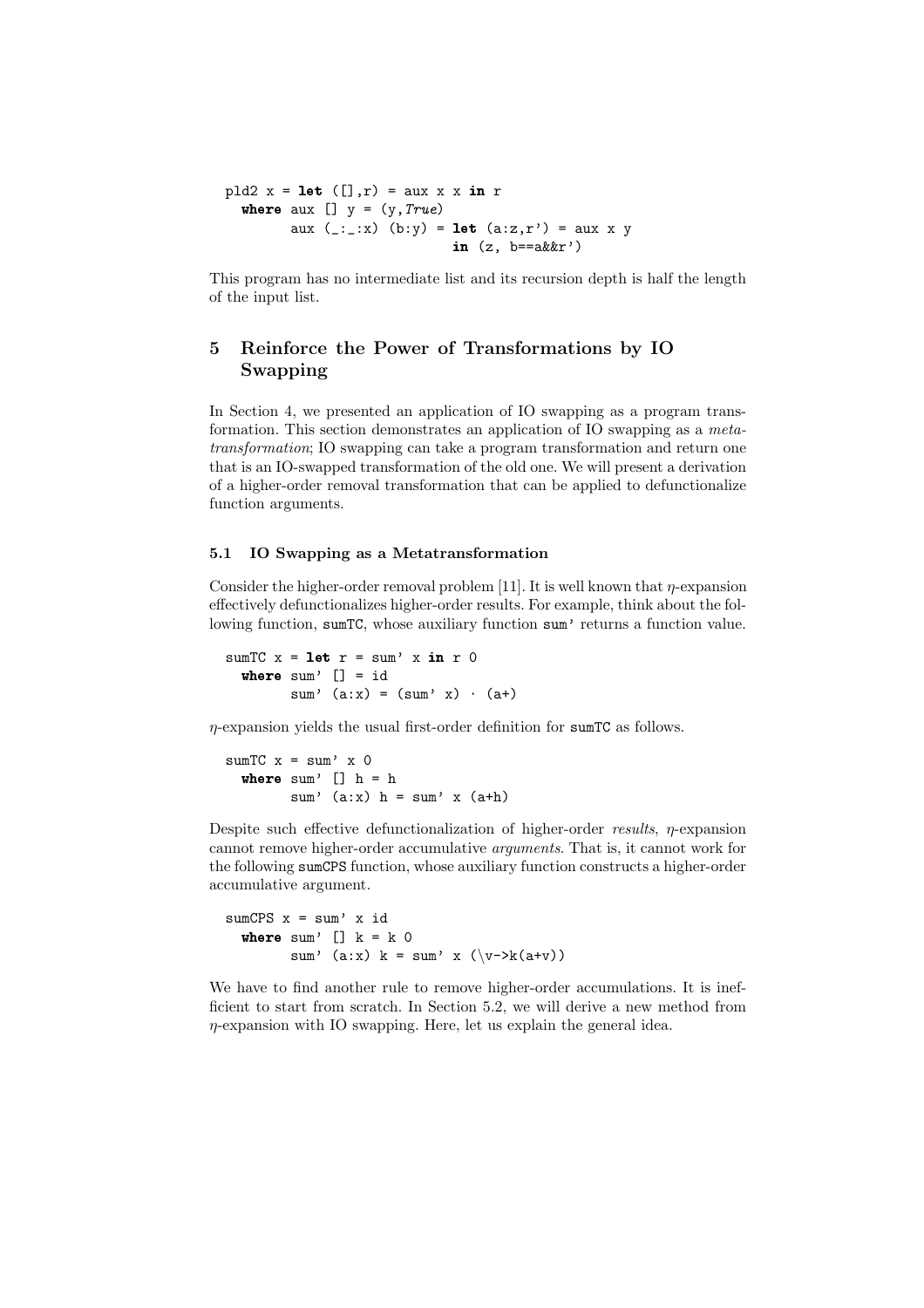```
pld2 x = let ([],r) = aux x x in r
  where aux [] y = (y,True)
        aux (_:_:x) (b:y) = let (a:z,r') = aux x y
                            in (z, b==a&&r')
```

This program has no intermediate list and its recursion depth is half the length of the input list.

## 5 Reinforce the Power of Transformations by IO Swapping

In Section 4, we presented an application of IO swapping as a program transformation. This section demonstrates an application of IO swapping as a *metatransformation*; IO swapping can take a program transformation and return one that is an IO-swapped transformation of the old one. We will present a derivation of a higher-order removal transformation that can be applied to defunctionalize function arguments.

### 5.1 IO Swapping as a Metatransformation

Consider the higher-order removal problem [11]. It is well known that $\eta$-expansion effectively defunctionalizes higher-order results. For example, think about the following function, `sumTC`, whose auxiliary function `sum'` returns a function value.

```
sumTC x = let r = sum' x in r 0
  where sum' [] = id
        sum' (a:x) = (sum' x) · (a+)
```

$\eta$-expansion yields the usual first-order definition for `sumTC` as follows.

```
sumTC x = sum' x 0
  where sum' [] h = h
        sum' (a:x) h = sum' x (a+h)
```

Despite such effective defunctionalization of higher-order *results*, $\eta$-expansion cannot remove higher-order accumulative *arguments*. That is, it cannot work for the following `sumCPS` function, whose auxiliary function constructs a higher-order accumulative argument.

```
sumCPS x = sum' x id
  where sum' [] k = k 0
        sum' (a:x) k = sum' x (\v->k(a+v))
```

We have to find another rule to remove higher-order accumulations. It is inefficient to start from scratch. In Section 5.2, we will derive a new method from $\eta$-expansion with IO swapping. Here, let us explain the general idea.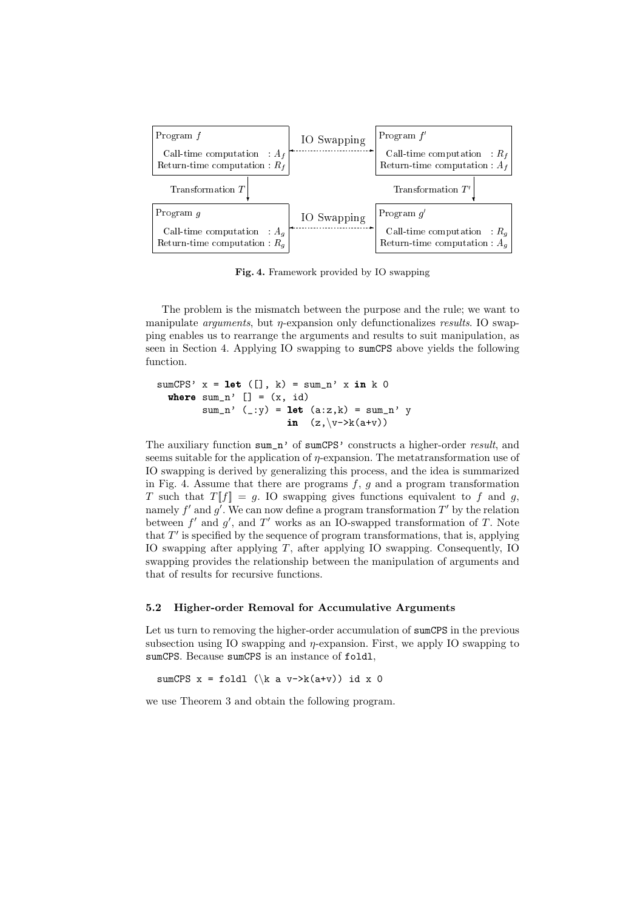| Program $f$ | IO Swapping | Program $f'$ |
| --- | --- | --- |
| Call-time computation : $A_f$ <br> Return-time computation : $R_f$ | ←→ | Call-time computation : $R_f$ <br> Return-time computation : $A_f$ |
| ↓ Transformation $T$ | | ↓ Transformation $T'$ |
| Program $g$ <br> Call-time computation : $A_g$ <br> Return-time computation : $R_g$ | IO Swapping ←→ | Program $g'$ <br> Call-time computation : $R_g$ <br> Return-time computation : $A_g$ |

**Fig. 4.** Framework provided by IO swapping

The problem is the mismatch between the purpose and the rule; we want to manipulate *arguments*, but $\eta$-expansion only defunctionalizes *results*. IO swapping enables us to rearrange the arguments and results to suit manipulation, as seen in Section 4. Applying IO swapping to `sumCPS` above yields the following function.

```
sumCPS' x = let ([], k) = sum_n' x in k 0
  where sum_n' [] = (x, id)
        sum_n' (_:y) = let (a:z,k) = sum_n' y
                       in  (z,\v->k(a+v))
```

The auxiliary function `sum_n'` of `sumCPS'` constructs a higher-order *result*, and seems suitable for the application of $\eta$-expansion. The metatransformation use of IO swapping is derived by generalizing this process, and the idea is summarized in Fig. 4. Assume that there are programs $f$, $g$ and a program transformation $T$ such that $T[\![f]\!] = g$. IO swapping gives functions equivalent to $f$ and $g$, namely $f'$ and $g'$. We can now define a program transformation $T'$ by the relation between $f'$ and $g'$, and $T'$ works as an IO-swapped transformation of $T$. Note that $T'$ is specified by the sequence of program transformations, that is, applying IO swapping after applying $T$, after applying IO swapping. Consequently, IO swapping provides the relationship between the manipulation of arguments and that of results for recursive functions.

### 5.2 Higher-order Removal for Accumulative Arguments

Let us turn to removing the higher-order accumulation of `sumCPS` in the previous subsection using IO swapping and $\eta$-expansion. First, we apply IO swapping to `sumCPS`. Because `sumCPS` is an instance of `foldl`,

```
sumCPS x = foldl (\k a v->k(a+v)) id x 0
```

we use Theorem 3 and obtain the following program.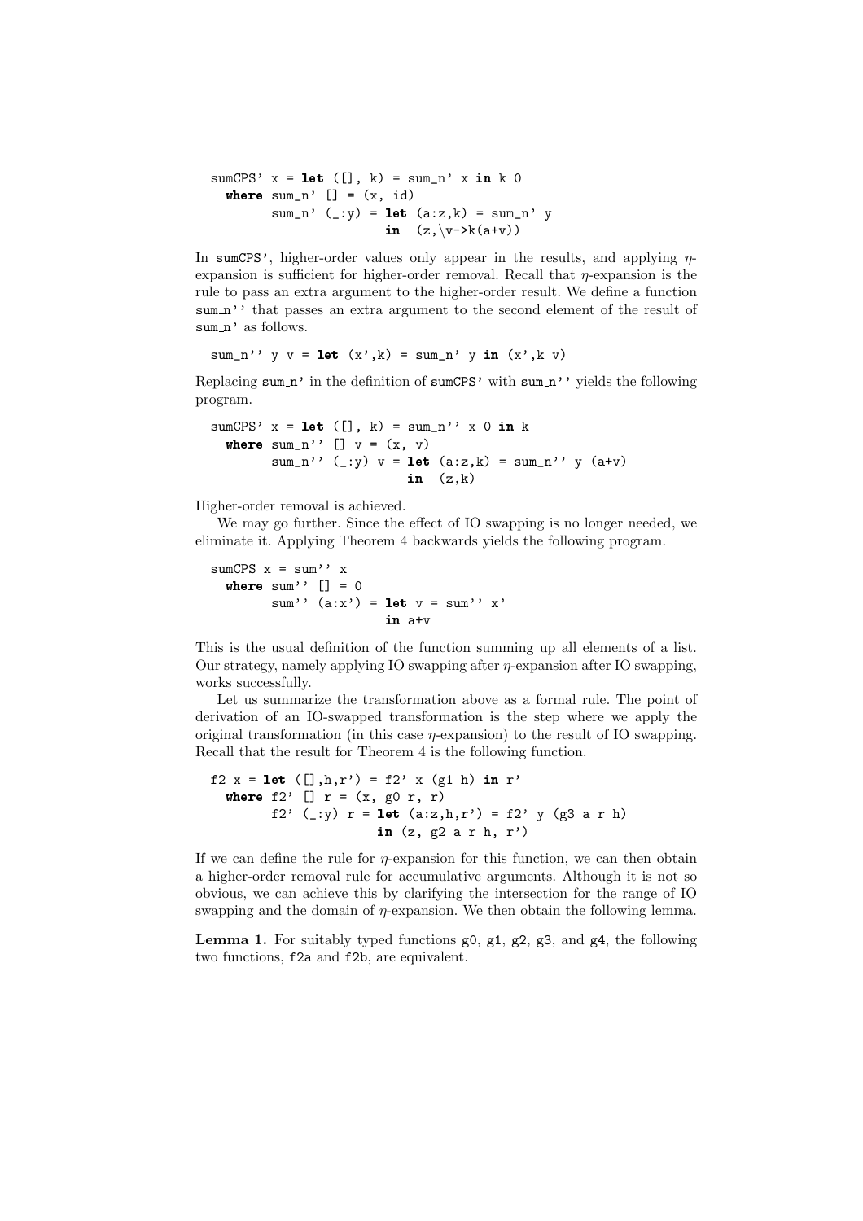```
sumCPS' x = let ([], k) = sum_n' x in k 0
  where sum_n' [] = (x, id)
        sum_n' (_:y) = let (a:z,k) = sum_n' y
                       in  (z,\v->k(a+v))
```

In `sumCPS'`, higher-order values only appear in the results, and applying $\eta$-expansion is sufficient for higher-order removal. Recall that $\eta$-expansion is the rule to pass an extra argument to the higher-order result. We define a function `sum_n''` that passes an extra argument to the second element of the result of `sum_n'` as follows.

```
sum_n'' y v = let (x',k) = sum_n' y in (x',k v)
```

Replacing `sum_n'` in the definition of `sumCPS'` with `sum_n''` yields the following program.

```
sumCPS' x = let ([], k) = sum_n'' x 0 in k
  where sum_n'' [] v = (x, v)
        sum_n'' (_:y) v = let (a:z,k) = sum_n'' y (a+v)
                          in  (z,k)
```

Higher-order removal is achieved.

We may go further. Since the effect of IO swapping is no longer needed, we eliminate it. Applying Theorem 4 backwards yields the following program.

```
sumCPS x = sum'' x
  where sum'' [] = 0
        sum'' (a:x') = let v = sum'' x'
                       in a+v
```

This is the usual definition of the function summing up all elements of a list. Our strategy, namely applying IO swapping after $\eta$-expansion after IO swapping, works successfully.

Let us summarize the transformation above as a formal rule. The point of derivation of an IO-swapped transformation is the step where we apply the original transformation (in this case $\eta$-expansion) to the result of IO swapping. Recall that the result for Theorem 4 is the following function.

```
f2 x = let ([],h,r') = f2' x (g1 h) in r'
  where f2' [] r = (x, g0 r, r)
        f2' (_:y) r = let (a:z,h,r') = f2' y (g3 a r h)
                      in (z, g2 a r h, r')
```

If we can define the rule for $\eta$-expansion for this function, we can then obtain a higher-order removal rule for accumulative arguments. Although it is not so obvious, we can achieve this by clarifying the intersection for the range of IO swapping and the domain of $\eta$-expansion. We then obtain the following lemma.

**Lemma 1.** For suitably typed functions `g0`, `g1`, `g2`, `g3`, and `g4`, the following two functions, `f2a` and `f2b`, are equivalent.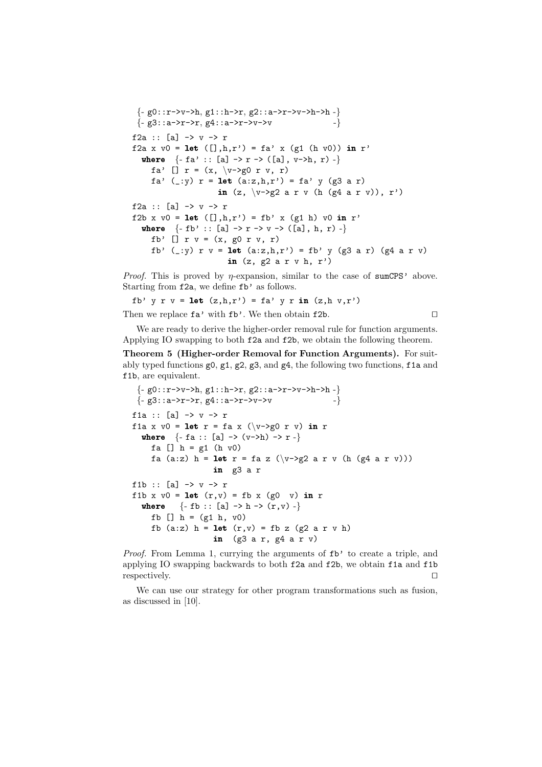```
{- g0::r->v->h, g1::h->r, g2::a->r->v->h->h -}
{- g3::a->r->r, g4::a->r->v->v             -}

f2a :: [a] -> v -> r
f2a x v0 = let ([],h,r') = fa' x (g1 (h v0)) in r'
  where  {- fa' :: [a] -> r -> ([a], v->h, r) -}
    fa' [] r = (x, \v->g0 r v, r)
    fa' (_:y) r = let (a:z,h,r') = fa' y (g3 a r)
                  in (z, \v->g2 a r v (h (g4 a r v)), r')

f2a :: [a] -> v -> r
f2b x v0 = let ([],h,r') = fb' x (g1 h) v0 in r'
  where  {- fb' :: [a] -> r -> v -> ([a], h, r) -}
    fb' [] r v = (x, g0 r v, r)
    fb' (_:y) r v = let (a:z,h,r') = fb' y (g3 a r) (g4 a r v)
                    in (z, g2 a r v h, r')
```

*Proof.* This is proved by $\eta$-expansion, similar to the case of `sumCPS'` above. Starting from `f2a`, we define `fb'` as follows.

```
fb' y r v = let (z,h,r') = fa' y r in (z,h v,r')
```

Then we replace `fa'` with `fb'`. We then obtain `f2b`. □

We are ready to derive the higher-order removal rule for function arguments. Applying IO swapping to both `f2a` and `f2b`, we obtain the following theorem.

**Theorem 5 (Higher-order Removal for Function Arguments).** For suitably typed functions `g0`, `g1`, `g2`, `g3`, and `g4`, the following two functions, `f1a` and `f1b`, are equivalent.

```
{- g0::r->v->h, g1::h->r, g2::a->r->v->h->h -}
{- g3::a->r->r, g4::a->r->v->v             -}

f1a :: [a] -> v -> r
f1a x v0 = let r = fa x (\v->g0 r v) in r
  where  {- fa :: [a] -> (v->h) -> r -}
    fa [] h = g1 (h v0)
    fa (a:z) h = let r = fa z (\v->g2 a r v (h (g4 a r v)))
                 in  g3 a r

f1b :: [a] -> v -> r
f1b x v0 = let (r,v) = fb x (g0  v) in r
  where   {- fb :: [a] -> h -> (r,v) -}
    fb [] h = (g1 h, v0)
    fb (a:z) h = let (r,v) = fb z (g2 a r v h)
                 in  (g3 a r, g4 a r v)
```

*Proof.* From Lemma 1, currying the arguments of `fb'` to create a triple, and applying IO swapping backwards to both `f2a` and `f2b`, we obtain `f1a` and `f1b` respectively. □

We can use our strategy for other program transformations such as fusion, as discussed in [10].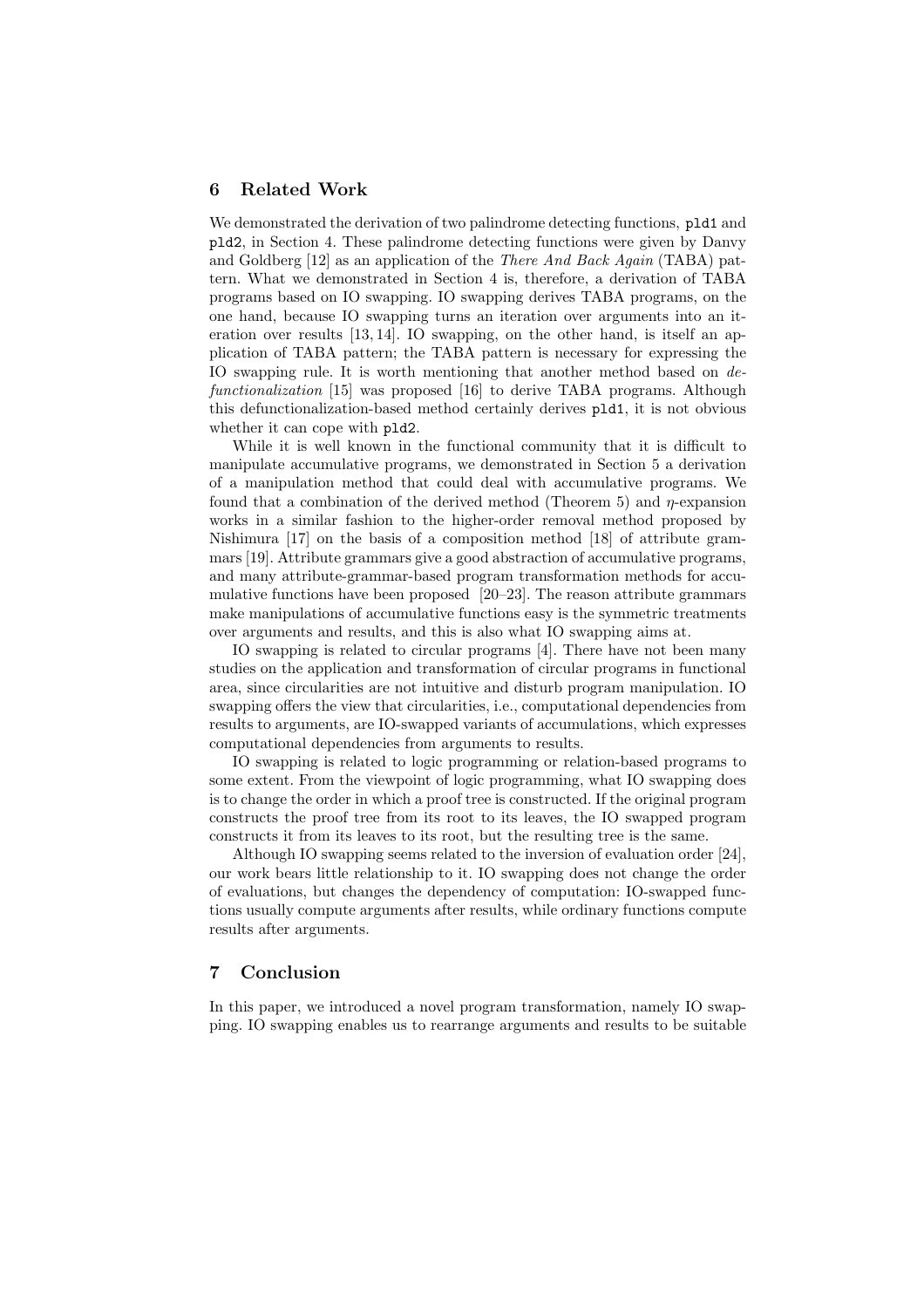## 6 Related Work

We demonstrated the derivation of two palindrome detecting functions, `pld1` and `pld2`, in Section 4. These palindrome detecting functions were given by Danvy and Goldberg [12] as an application of the *There And Back Again* (TABA) pattern. What we demonstrated in Section 4 is, therefore, a derivation of TABA programs based on IO swapping. IO swapping derives TABA programs, on the one hand, because IO swapping turns an iteration over arguments into an iteration over results [13, 14]. IO swapping, on the other hand, is itself an application of TABA pattern; the TABA pattern is necessary for expressing the IO swapping rule. It is worth mentioning that another method based on *defunctionalization* [15] was proposed [16] to derive TABA programs. Although this defunctionalization-based method certainly derives `pld1`, it is not obvious whether it can cope with `pld2`.

While it is well known in the functional community that it is difficult to manipulate accumulative programs, we demonstrated in Section 5 a derivation of a manipulation method that could deal with accumulative programs. We found that a combination of the derived method (Theorem 5) and $\eta$-expansion works in a similar fashion to the higher-order removal method proposed by Nishimura [17] on the basis of a composition method [18] of attribute grammars [19]. Attribute grammars give a good abstraction of accumulative programs, and many attribute-grammar-based program transformation methods for accumulative functions have been proposed [20–23]. The reason attribute grammars make manipulations of accumulative functions easy is the symmetric treatments over arguments and results, and this is also what IO swapping aims at.

IO swapping is related to circular programs [4]. There have not been many studies on the application and transformation of circular programs in functional area, since circularities are not intuitive and disturb program manipulation. IO swapping offers the view that circularities, i.e., computational dependencies from results to arguments, are IO-swapped variants of accumulations, which expresses computational dependencies from arguments to results.

IO swapping is related to logic programming or relation-based programs to some extent. From the viewpoint of logic programming, what IO swapping does is to change the order in which a proof tree is constructed. If the original program constructs the proof tree from its root to its leaves, the IO swapped program constructs it from its leaves to its root, but the resulting tree is the same.

Although IO swapping seems related to the inversion of evaluation order [24], our work bears little relationship to it. IO swapping does not change the order of evaluations, but changes the dependency of computation: IO-swapped functions usually compute arguments after results, while ordinary functions compute results after arguments.

## 7 Conclusion

In this paper, we introduced a novel program transformation, namely IO swapping. IO swapping enables us to rearrange arguments and results to be suitable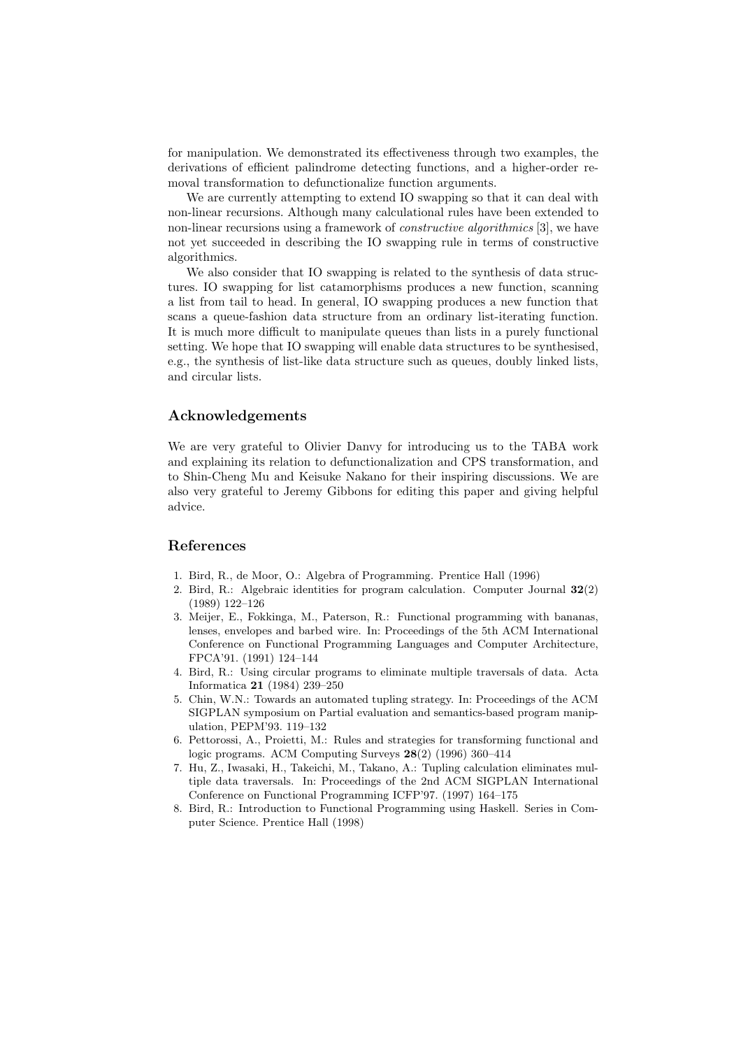for manipulation. We demonstrated its effectiveness through two examples, the derivations of efficient palindrome detecting functions, and a higher-order removal transformation to defunctionalize function arguments.

We are currently attempting to extend IO swapping so that it can deal with non-linear recursions. Although many calculational rules have been extended to non-linear recursions using a framework of *constructive algorithmics* [3], we have not yet succeeded in describing the IO swapping rule in terms of constructive algorithmics.

We also consider that IO swapping is related to the synthesis of data structures. IO swapping for list catamorphisms produces a new function, scanning a list from tail to head. In general, IO swapping produces a new function that scans a queue-fashion data structure from an ordinary list-iterating function. It is much more difficult to manipulate queues than lists in a purely functional setting. We hope that IO swapping will enable data structures to be synthesised, e.g., the synthesis of list-like data structure such as queues, doubly linked lists, and circular lists.

## Acknowledgements

We are very grateful to Olivier Danvy for introducing us to the TABA work and explaining its relation to defunctionalization and CPS transformation, and to Shin-Cheng Mu and Keisuke Nakano for their inspiring discussions. We are also very grateful to Jeremy Gibbons for editing this paper and giving helpful advice.

## References

1. Bird, R., de Moor, O.: Algebra of Programming. Prentice Hall (1996)
2. Bird, R.: Algebraic identities for program calculation. Computer Journal **32**(2) (1989) 122–126
3. Meijer, E., Fokkinga, M., Paterson, R.: Functional programming with bananas, lenses, envelopes and barbed wire. In: Proceedings of the 5th ACM International Conference on Functional Programming Languages and Computer Architecture, FPCA'91. (1991) 124–144
4. Bird, R.: Using circular programs to eliminate multiple traversals of data. Acta Informatica **21** (1984) 239–250
5. Chin, W.N.: Towards an automated tupling strategy. In: Proceedings of the ACM SIGPLAN symposium on Partial evaluation and semantics-based program manipulation, PEPM'93. 119–132
6. Pettorossi, A., Proietti, M.: Rules and strategies for transforming functional and logic programs. ACM Computing Surveys **28**(2) (1996) 360–414
7. Hu, Z., Iwasaki, H., Takeichi, M., Takano, A.: Tupling calculation eliminates multiple data traversals. In: Proceedings of the 2nd ACM SIGPLAN International Conference on Functional Programming ICFP'97. (1997) 164–175
8. Bird, R.: Introduction to Functional Programming using Haskell. Series in Computer Science. Prentice Hall (1998)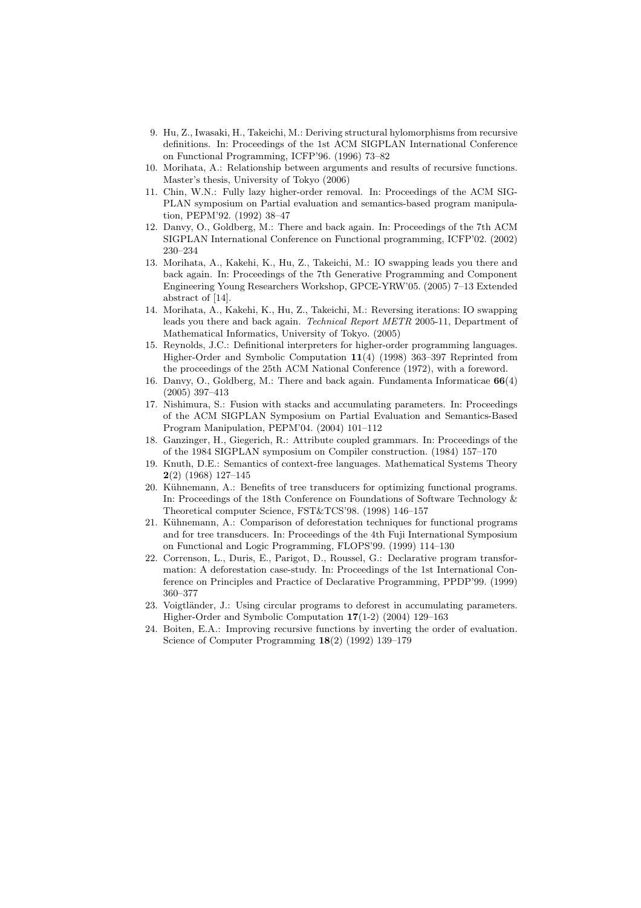9. Hu, Z., Iwasaki, H., Takeichi, M.: Deriving structural hylomorphisms from recursive definitions. In: Proceedings of the 1st ACM SIGPLAN International Conference on Functional Programming, ICFP'96. (1996) 73–82
10. Morihata, A.: Relationship between arguments and results of recursive functions. Master's thesis, University of Tokyo (2006)
11. Chin, W.N.: Fully lazy higher-order removal. In: Proceedings of the ACM SIGPLAN symposium on Partial evaluation and semantics-based program manipulation, PEPM'92. (1992) 38–47
12. Danvy, O., Goldberg, M.: There and back again. In: Proceedings of the 7th ACM SIGPLAN International Conference on Functional programming, ICFP'02. (2002) 230–234
13. Morihata, A., Kakehi, K., Hu, Z., Takeichi, M.: IO swapping leads you there and back again. In: Proceedings of the 7th Generative Programming and Component Engineering Young Researchers Workshop, GPCE-YRW'05. (2005) 7–13 Extended abstract of [14].
14. Morihata, A., Kakehi, K., Hu, Z., Takeichi, M.: Reversing iterations: IO swapping leads you there and back again. *Technical Report METR* 2005-11, Department of Mathematical Informatics, University of Tokyo. (2005)
15. Reynolds, J.C.: Definitional interpreters for higher-order programming languages. Higher-Order and Symbolic Computation **11**(4) (1998) 363–397 Reprinted from the proceedings of the 25th ACM National Conference (1972), with a foreword.
16. Danvy, O., Goldberg, M.: There and back again. Fundamenta Informaticae **66**(4) (2005) 397–413
17. Nishimura, S.: Fusion with stacks and accumulating parameters. In: Proceedings of the ACM SIGPLAN Symposium on Partial Evaluation and Semantics-Based Program Manipulation, PEPM'04. (2004) 101–112
18. Ganzinger, H., Giegerich, R.: Attribute coupled grammars. In: Proceedings of the of the 1984 SIGPLAN symposium on Compiler construction. (1984) 157–170
19. Knuth, D.E.: Semantics of context-free languages. Mathematical Systems Theory **2**(2) (1968) 127–145
20. Kühnemann, A.: Benefits of tree transducers for optimizing functional programs. In: Proceedings of the 18th Conference on Foundations of Software Technology & Theoretical computer Science, FST&TCS'98. (1998) 146–157
21. Kühnemann, A.: Comparison of deforestation techniques for functional programs and for tree transducers. In: Proceedings of the 4th Fuji International Symposium on Functional and Logic Programming, FLOPS'99. (1999) 114–130
22. Correnson, L., Duris, E., Parigot, D., Roussel, G.: Declarative program transformation: A deforestation case-study. In: Proceedings of the 1st International Conference on Principles and Practice of Declarative Programming, PPDP'99. (1999) 360–377
23. Voigtländer, J.: Using circular programs to deforest in accumulating parameters. Higher-Order and Symbolic Computation **17**(1-2) (2004) 129–163
24. Boiten, E.A.: Improving recursive functions by inverting the order of evaluation. Science of Computer Programming **18**(2) (1992) 139–179